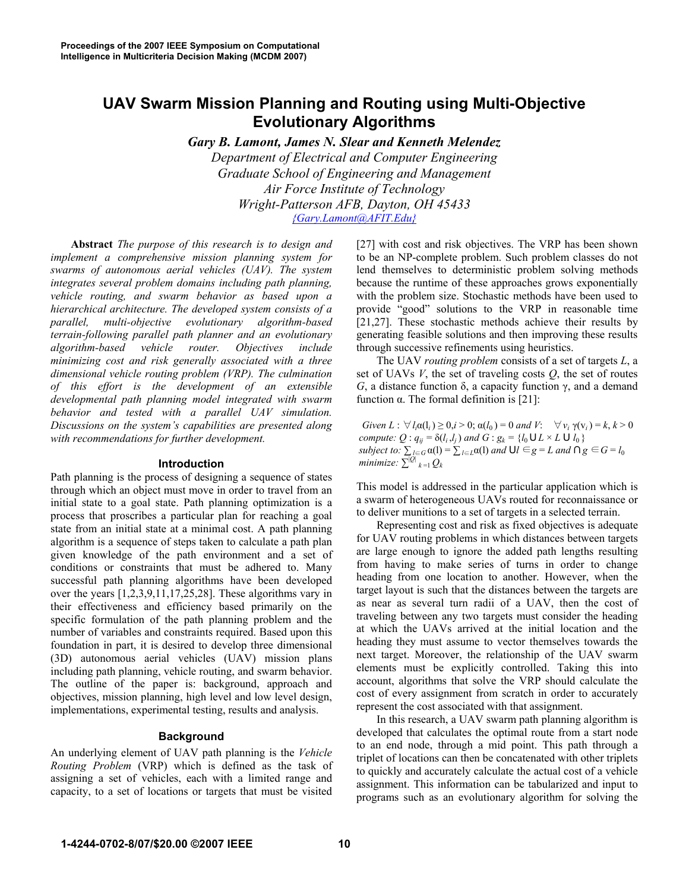# UAV Swarm Mission Planning and Routing using Multi-Objective Evolutionary Algorithms

***Gary B. Lamont, James N. Slear and Kenneth Melendez***

*Department of Electrical and Computer Engineering*
*Graduate School of Engineering and Management*
*Air Force Institute of Technology*
*Wright-Patterson AFB, Dayton, OH 45433*
*{Gary.Lamont@AFIT.Edu}*

**Abstract** *The purpose of this research is to design and implement a comprehensive mission planning system for swarms of autonomous aerial vehicles (UAV). The system integrates several problem domains including path planning, vehicle routing, and swarm behavior as based upon a hierarchical architecture. The developed system consists of a parallel, multi-objective evolutionary algorithm-based terrain-following parallel path planner and an evolutionary algorithm-based vehicle router. Objectives include minimizing cost and risk generally associated with a three dimensional vehicle routing problem (VRP). The culmination of this effort is the development of an extensible developmental path planning model integrated with swarm behavior and tested with a parallel UAV simulation. Discussions on the system's capabilities are presented along with recommendations for further development.*

## Introduction

Path planning is the process of designing a sequence of states through which an object must move in order to travel from an initial state to a goal state. Path planning optimization is a process that proscribes a particular plan for reaching a goal state from an initial state at a minimal cost. A path planning algorithm is a sequence of steps taken to calculate a path plan given knowledge of the path environment and a set of conditions or constraints that must be adhered to. Many successful path planning algorithms have been developed over the years [1,2,3,9,11,17,25,28]. These algorithms vary in their effectiveness and efficiency based primarily on the specific formulation of the path planning problem and the number of variables and constraints required. Based upon this foundation in part, it is desired to develop three dimensional (3D) autonomous aerial vehicles (UAV) mission plans including path planning, vehicle routing, and swarm behavior. The outline of the paper is: background, approach and objectives, mission planning, high level and low level design, implementations, experimental testing, results and analysis.

## Background

An underlying element of UAV path planning is the *Vehicle Routing Problem* (VRP) which is defined as the task of assigning a set of vehicles, each with a limited range and capacity, to a set of locations or targets that must be visited [27] with cost and risk objectives. The VRP has been shown to be an NP-complete problem. Such problem classes do not lend themselves to deterministic problem solving methods because the runtime of these approaches grows exponentially with the problem size. Stochastic methods have been used to provide "good" solutions to the VRP in reasonable time [21,27]. These stochastic methods achieve their results by generating feasible solutions and then improving these results through successive refinements using heuristics.

The UAV *routing problem* consists of a set of targets *L*, a set of UAVs *V*, the set of traveling costs *Q*, the set of routes *G*, a distance function δ, a capacity function γ, and a demand function α. The formal definition is [21]:

*Given* $L: \forall l_i \alpha(l_i) \geq 0, i > 0; \alpha(l_0) = 0$ *and* $V: \quad \forall v_i\ \gamma(v_i) = k, k > 0$
*compute:* $Q: q_{ij} = \delta(l_i, l_j)$ *and* $G: g_k = \{l_0 \cup L \times L \cup l_0\}$
*subject to:* $\sum_{l \in G} \alpha(l) = \sum_{l \in L} \alpha(l)$ *and* $\bigcup l \in g = L$ *and* $\bigcap g \in G = l_0$
*minimize:* $\sum_{k=1}^{|Q|} Q_k$

This model is addressed in the particular application which is a swarm of heterogeneous UAVs routed for reconnaissance or to deliver munitions to a set of targets in a selected terrain.

Representing cost and risk as fixed objectives is adequate for UAV routing problems in which distances between targets are large enough to ignore the added path lengths resulting from having to make series of turns in order to change heading from one location to another. However, when the target layout is such that the distances between the targets are as near as several turn radii of a UAV, then the cost of traveling between any two targets must consider the heading at which the UAVs arrived at the initial location and the heading they must assume to vector themselves towards the next target. Moreover, the relationship of the UAV swarm elements must be explicitly controlled. Taking this into account, algorithms that solve the VRP should calculate the cost of every assignment from scratch in order to accurately represent the cost associated with that assignment.

In this research, a UAV swarm path planning algorithm is developed that calculates the optimal route from a start node to an end node, through a mid point. This path through a triplet of locations can then be concatenated with other triplets to quickly and accurately calculate the actual cost of a vehicle assignment. This information can be tabularized and input to programs such as an evolutionary algorithm for solving the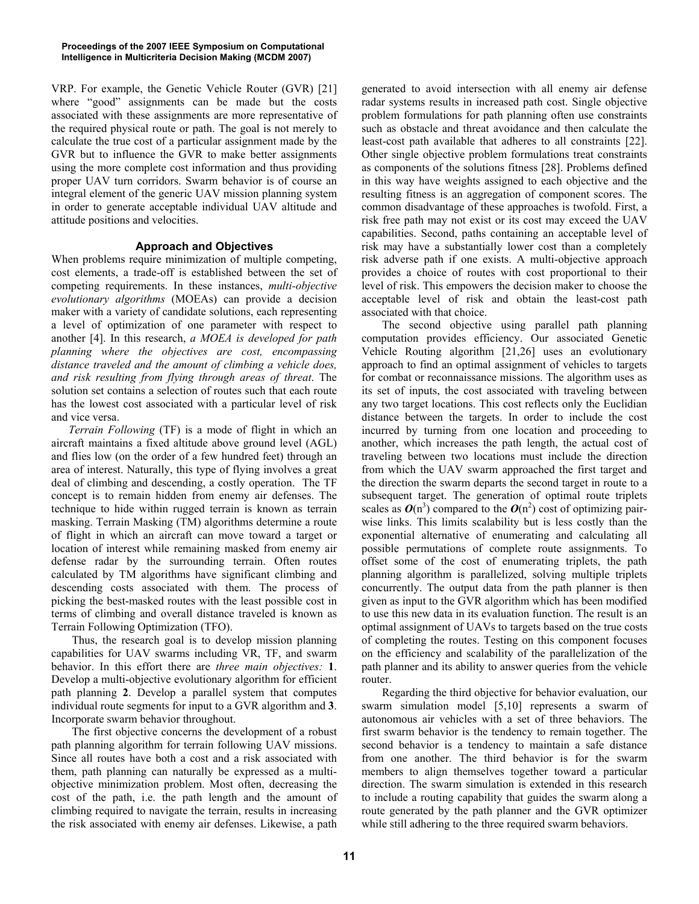VRP. For example, the Genetic Vehicle Router (GVR) [21] where "good" assignments can be made but the costs associated with these assignments are more representative of the required physical route or path. The goal is not merely to calculate the true cost of a particular assignment made by the GVR but to influence the GVR to make better assignments using the more complete cost information and thus providing proper UAV turn corridors. Swarm behavior is of course an integral element of the generic UAV mission planning system in order to generate acceptable individual UAV altitude and attitude positions and velocities.

## Approach and Objectives

When problems require minimization of multiple competing, cost elements, a trade-off is established between the set of competing requirements. In these instances, *multi-objective evolutionary algorithms* (MOEAs) can provide a decision maker with a variety of candidate solutions, each representing a level of optimization of one parameter with respect to another [4]. In this research, *a MOEA is developed for path planning where the objectives are cost, encompassing distance traveled and the amount of climbing a vehicle does, and risk resulting from flying through areas of threat*. The solution set contains a selection of routes such that each route has the lowest cost associated with a particular level of risk and vice versa.

*Terrain Following* (TF) is a mode of flight in which an aircraft maintains a fixed altitude above ground level (AGL) and flies low (on the order of a few hundred feet) through an area of interest. Naturally, this type of flying involves a great deal of climbing and descending, a costly operation. The TF concept is to remain hidden from enemy air defenses. The technique to hide within rugged terrain is known as terrain masking. Terrain Masking (TM) algorithms determine a route of flight in which an aircraft can move toward a target or location of interest while remaining masked from enemy air defense radar by the surrounding terrain. Often routes calculated by TM algorithms have significant climbing and descending costs associated with them. The process of picking the best-masked routes with the least possible cost in terms of climbing and overall distance traveled is known as Terrain Following Optimization (TFO).

Thus, the research goal is to develop mission planning capabilities for UAV swarms including VR, TF, and swarm behavior. In this effort there are *three main objectives:* **1**. Develop a multi-objective evolutionary algorithm for efficient path planning **2**. Develop a parallel system that computes individual route segments for input to a GVR algorithm and **3**. Incorporate swarm behavior throughout.

The first objective concerns the development of a robust path planning algorithm for terrain following UAV missions. Since all routes have both a cost and a risk associated with them, path planning can naturally be expressed as a multi-objective minimization problem. Most often, decreasing the cost of the path, i.e. the path length and the amount of climbing required to navigate the terrain, results in increasing the risk associated with enemy air defenses. Likewise, a path generated to avoid intersection with all enemy air defense radar systems results in increased path cost. Single objective problem formulations for path planning often use constraints such as obstacle and threat avoidance and then calculate the least-cost path available that adheres to all constraints [22]. Other single objective problem formulations treat constraints as components of the solutions fitness [28]. Problems defined in this way have weights assigned to each objective and the resulting fitness is an aggregation of component scores. The common disadvantage of these approaches is twofold. First, a risk free path may not exist or its cost may exceed the UAV capabilities. Second, paths containing an acceptable level of risk may have a substantially lower cost than a completely risk adverse path if one exists. A multi-objective approach provides a choice of routes with cost proportional to their level of risk. This empowers the decision maker to choose the acceptable level of risk and obtain the least-cost path associated with that choice.

The second objective using parallel path planning computation provides efficiency. Our associated Genetic Vehicle Routing algorithm [21,26] uses an evolutionary approach to find an optimal assignment of vehicles to targets for combat or reconnaissance missions. The algorithm uses as its set of inputs, the cost associated with traveling between any two target locations. This cost reflects only the Euclidian distance between the targets. In order to include the cost incurred by turning from one location and proceeding to another, which increases the path length, the actual cost of traveling between two locations must include the direction from which the UAV swarm approached the first target and the direction the swarm departs the second target in route to a subsequent target. The generation of optimal route triplets scales as $\boldsymbol{O}(n^3)$ compared to the $\boldsymbol{O}(n^2)$ cost of optimizing pair-wise links. This limits scalability but is less costly than the exponential alternative of enumerating and calculating all possible permutations of complete route assignments. To offset some of the cost of enumerating triplets, the path planning algorithm is parallelized, solving multiple triplets concurrently. The output data from the path planner is then given as input to the GVR algorithm which has been modified to use this new data in its evaluation function. The result is an optimal assignment of UAVs to targets based on the true costs of completing the routes. Testing on this component focuses on the efficiency and scalability of the parallelization of the path planner and its ability to answer queries from the vehicle router.

Regarding the third objective for behavior evaluation, our swarm simulation model [5,10] represents a swarm of autonomous air vehicles with a set of three behaviors. The first swarm behavior is the tendency to remain together. The second behavior is a tendency to maintain a safe distance from one another. The third behavior is for the swarm members to align themselves together toward a particular direction. The swarm simulation is extended in this research to include a routing capability that guides the swarm along a route generated by the path planner and the GVR optimizer while still adhering to the three required swarm behaviors.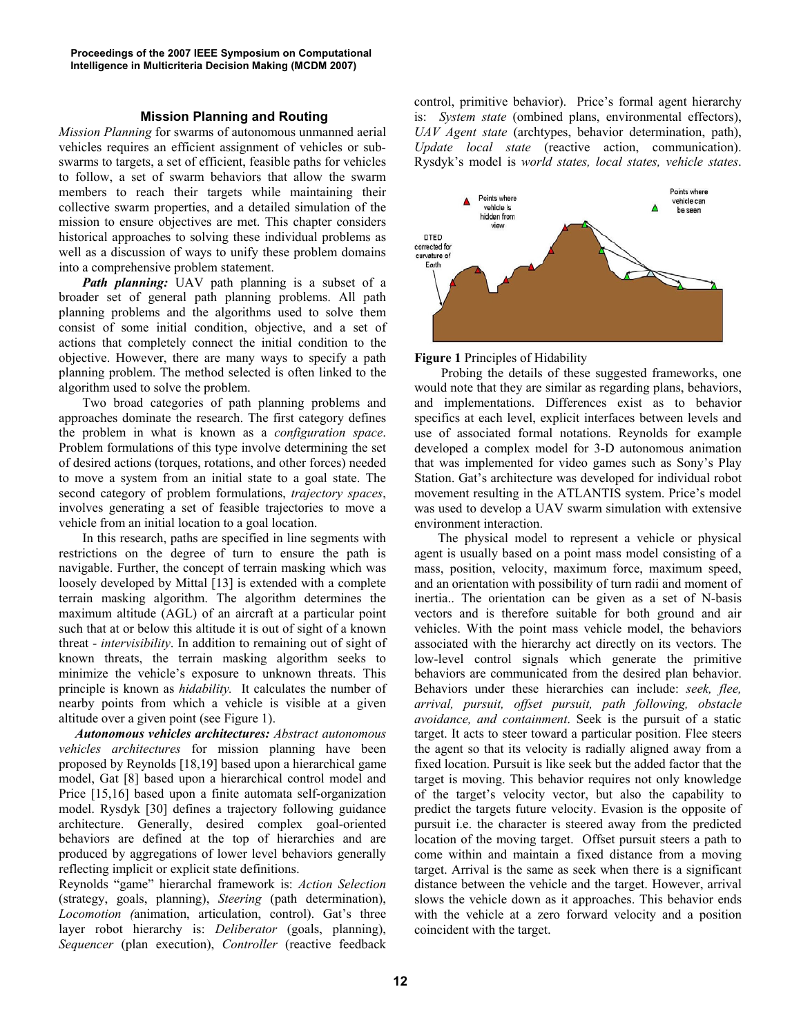### Mission Planning and Routing

*Mission Planning* for swarms of autonomous unmanned aerial vehicles requires an efficient assignment of vehicles or sub-swarms to targets, a set of efficient, feasible paths for vehicles to follow, a set of swarm behaviors that allow the swarm members to reach their targets while maintaining their collective swarm properties, and a detailed simulation of the mission to ensure objectives are met. This chapter considers historical approaches to solving these individual problems as well as a discussion of ways to unify these problem domains into a comprehensive problem statement.

***Path planning:*** UAV path planning is a subset of a broader set of general path planning problems. All path planning problems and the algorithms used to solve them consist of some initial condition, objective, and a set of actions that completely connect the initial condition to the objective. However, there are many ways to specify a path planning problem. The method selected is often linked to the algorithm used to solve the problem.

Two broad categories of path planning problems and approaches dominate the research. The first category defines the problem in what is known as a *configuration space*. Problem formulations of this type involve determining the set of desired actions (torques, rotations, and other forces) needed to move a system from an initial state to a goal state. The second category of problem formulations, *trajectory spaces*, involves generating a set of feasible trajectories to move a vehicle from an initial location to a goal location.

In this research, paths are specified in line segments with restrictions on the degree of turn to ensure the path is navigable. Further, the concept of terrain masking which was loosely developed by Mittal [13] is extended with a complete terrain masking algorithm. The algorithm determines the maximum altitude (AGL) of an aircraft at a particular point such that at or below this altitude it is out of sight of a known threat - *intervisibility*. In addition to remaining out of sight of known threats, the terrain masking algorithm seeks to minimize the vehicle's exposure to unknown threats. This principle is known as *hidability.* It calculates the number of nearby points from which a vehicle is visible at a given altitude over a given point (see Figure 1).

***Autonomous vehicles architectures:*** *Abstract autonomous vehicles architectures* for mission planning have been proposed by Reynolds [18,19] based upon a hierarchical game model, Gat [8] based upon a hierarchical control model and Price [15,16] based upon a finite automata self-organization model. Rysdyk [30] defines a trajectory following guidance architecture. Generally, desired complex goal-oriented behaviors are defined at the top of hierarchies and are produced by aggregations of lower level behaviors generally reflecting implicit or explicit state definitions.

Reynolds "game" hierarchal framework is: *Action Selection* (strategy, goals, planning), *Steering* (path determination), *Locomotion (*animation, articulation, control). Gat's three layer robot hierarchy is: *Deliberator* (goals, planning), *Sequencer* (plan execution), *Controller* (reactive feedback control, primitive behavior). Price's formal agent hierarchy is: *System state* (ombined plans, environmental effectors), *UAV Agent state* (archtypes, behavior determination, path), *Update local state* (reactive action, communication). Rysdyk's model is *world states, local states, vehicle states*.

**Figure 1** Principles of Hidability

Probing the details of these suggested frameworks, one would note that they are similar as regarding plans, behaviors, and implementations. Differences exist as to behavior specifics at each level, explicit interfaces between levels and use of associated formal notations. Reynolds for example developed a complex model for 3-D autonomous animation that was implemented for video games such as Sony's Play Station. Gat's architecture was developed for individual robot movement resulting in the ATLANTIS system. Price's model was used to develop a UAV swarm simulation with extensive environment interaction.

The physical model to represent a vehicle or physical agent is usually based on a point mass model consisting of a mass, position, velocity, maximum force, maximum speed, and an orientation with possibility of turn radii and moment of inertia.. The orientation can be given as a set of N-basis vectors and is therefore suitable for both ground and air vehicles. With the point mass vehicle model, the behaviors associated with the hierarchy act directly on its vectors. The low-level control signals which generate the primitive behaviors are communicated from the desired plan behavior. Behaviors under these hierarchies can include: *seek, flee, arrival, pursuit, offset pursuit, path following, obstacle avoidance, and containment*. Seek is the pursuit of a static target. It acts to steer toward a particular position. Flee steers the agent so that its velocity is radially aligned away from a fixed location. Pursuit is like seek but the added factor that the target is moving. This behavior requires not only knowledge of the target's velocity vector, but also the capability to predict the targets future velocity. Evasion is the opposite of pursuit i.e. the character is steered away from the predicted location of the moving target. Offset pursuit steers a path to come within and maintain a fixed distance from a moving target. Arrival is the same as seek when there is a significant distance between the vehicle and the target. However, arrival slows the vehicle down as it approaches. This behavior ends with the vehicle at a zero forward velocity and a position coincident with the target.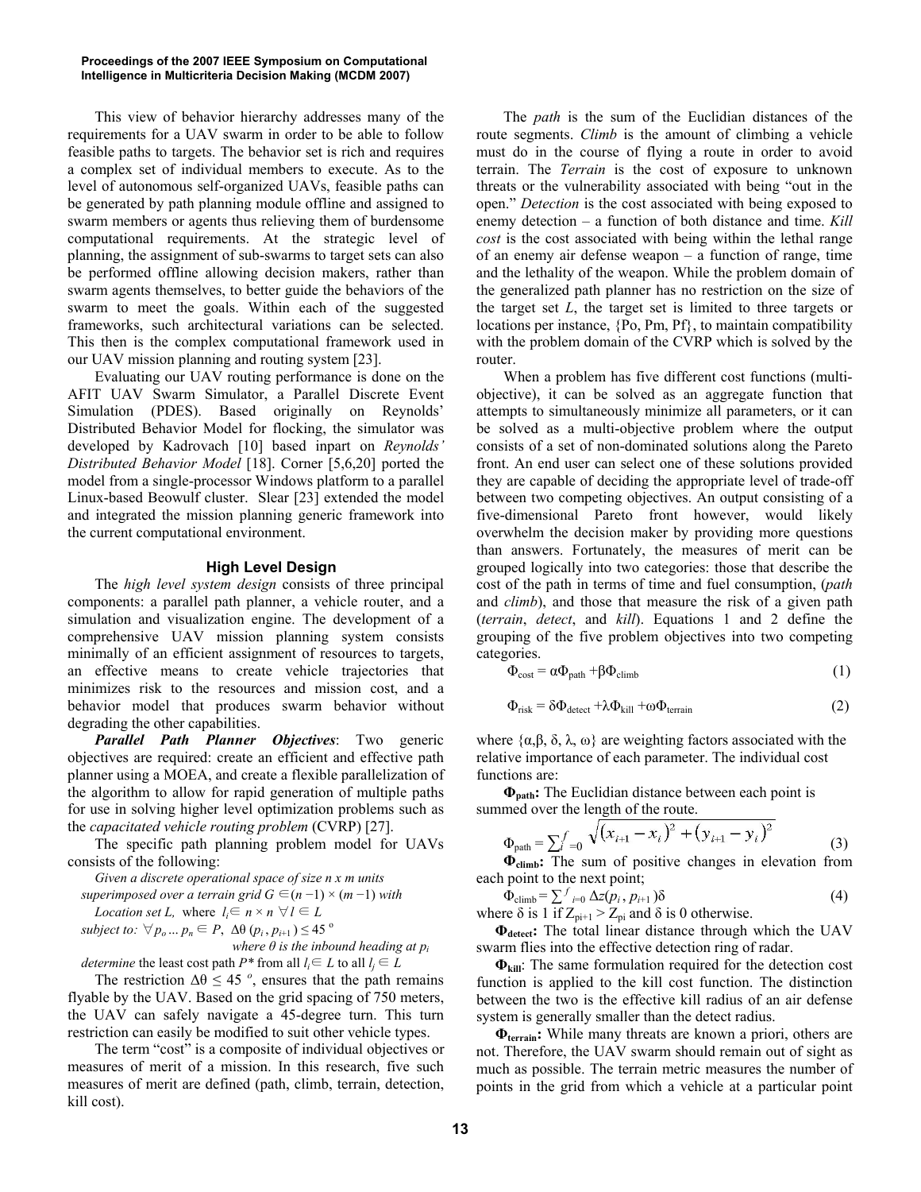This view of behavior hierarchy addresses many of the requirements for a UAV swarm in order to be able to follow feasible paths to targets. The behavior set is rich and requires a complex set of individual members to execute. As to the level of autonomous self-organized UAVs, feasible paths can be generated by path planning module offline and assigned to swarm members or agents thus relieving them of burdensome computational requirements. At the strategic level of planning, the assignment of sub-swarms to target sets can also be performed offline allowing decision makers, rather than swarm agents themselves, to better guide the behaviors of the swarm to meet the goals. Within each of the suggested frameworks, such architectural variations can be selected. This then is the complex computational framework used in our UAV mission planning and routing system [23].

Evaluating our UAV routing performance is done on the AFIT UAV Swarm Simulator, a Parallel Discrete Event Simulation (PDES). Based originally on Reynolds' Distributed Behavior Model for flocking, the simulator was developed by Kadrovach [10] based inpart on *Reynolds' Distributed Behavior Model* [18]. Corner [5,6,20] ported the model from a single-processor Windows platform to a parallel Linux-based Beowulf cluster. Slear [23] extended the model and integrated the mission planning generic framework into the current computational environment.

## High Level Design

The *high level system design* consists of three principal components: a parallel path planner, a vehicle router, and a simulation and visualization engine. The development of a comprehensive UAV mission planning system consists minimally of an efficient assignment of resources to targets, an effective means to create vehicle trajectories that minimizes risk to the resources and mission cost, and a behavior model that produces swarm behavior without degrading the other capabilities.

***Parallel Path Planner Objectives***: Two generic objectives are required: create an efficient and effective path planner using a MOEA, and create a flexible parallelization of the algorithm to allow for rapid generation of multiple paths for use in solving higher level optimization problems such as the *capacitated vehicle routing problem* (CVRP) [27].

The specific path planning problem model for UAVs consists of the following:

*Given a discrete operational space of size n x m units superimposed over a terrain grid* $G \in (n-1) \times (m-1)$ *with Location set L,* where $l_i \in n \times n \ \forall l \in L$

*subject to:* $\forall p_o \ldots p_n \in P,\ \Delta\theta\,(p_i, p_{i+1}) \leq 45^{\circ}$

*where θ is the inbound heading at* $p_i$

*determine* the least cost path $P^*$ from all $l_i \in L$ to all $l_j \in L$

The restriction $\Delta\theta \leq 45^{\circ}$, ensures that the path remains flyable by the UAV. Based on the grid spacing of 750 meters, the UAV can safely navigate a 45-degree turn. This turn restriction can easily be modified to suit other vehicle types.

The term "cost" is a composite of individual objectives or measures of merit of a mission. In this research, five such measures of merit are defined (path, climb, terrain, detection, kill cost).

The *path* is the sum of the Euclidian distances of the route segments. *Climb* is the amount of climbing a vehicle must do in the course of flying a route in order to avoid terrain. The *Terrain* is the cost of exposure to unknown threats or the vulnerability associated with being "out in the open." *Detection* is the cost associated with being exposed to enemy detection – a function of both distance and time. *Kill cost* is the cost associated with being within the lethal range of an enemy air defense weapon – a function of range, time and the lethality of the weapon. While the problem domain of the generalized path planner has no restriction on the size of the target set *L*, the target set is limited to three targets or locations per instance, {Po, Pm, Pf}, to maintain compatibility with the problem domain of the CVRP which is solved by the router.

When a problem has five different cost functions (multi-objective), it can be solved as an aggregate function that attempts to simultaneously minimize all parameters, or it can be solved as a multi-objective problem where the output consists of a set of non-dominated solutions along the Pareto front. An end user can select one of these solutions provided they are capable of deciding the appropriate level of trade-off between two competing objectives. An output consisting of a five-dimensional Pareto front however, would likely overwhelm the decision maker by providing more questions than answers. Fortunately, the measures of merit can be grouped logically into two categories: those that describe the cost of the path in terms of time and fuel consumption, (*path* and *climb*), and those that measure the risk of a given path (*terrain*, *detect*, and *kill*). Equations 1 and 2 define the grouping of the five problem objectives into two competing categories.

$$\Phi_{cost} = \alpha\Phi_{path} + \beta\Phi_{climb} \tag{1}$$

$$\Phi_{risk} = \delta\Phi_{detect} + \lambda\Phi_{kill} + \omega\Phi_{terrain} \tag{2}$$

where {α,β, δ, λ, ω} are weighting factors associated with the relative importance of each parameter. The individual cost functions are:

**$\Phi_{path}$:** The Euclidian distance between each point is summed over the length of the route.

$$\Phi_{path} = \sum_{i=0}^{f} \sqrt{(x_{i+1} - x_i)^2 + (y_{i+1} - y_i)^2} \tag{3}$$

**$\Phi_{climb}$:** The sum of positive changes in elevation from each point to the next point;

$$\Phi_{climb} = \sum_{i=0}^{f} \Delta z(p_i, p_{i+1})\delta \tag{4}$$

where δ is 1 if $Z_{p_{i+1}} > Z_{p_i}$ and δ is 0 otherwise.

**$\Phi_{detect}$:** The total linear distance through which the UAV swarm flies into the effective detection ring of radar.

**$\Phi_{kill}$**: The same formulation required for the detection cost function is applied to the kill cost function. The distinction between the two is the effective kill radius of an air defense system is generally smaller than the detect radius.

**$\Phi_{terrain}$:** While many threats are known a priori, others are not. Therefore, the UAV swarm should remain out of sight as much as possible. The terrain metric measures the number of points in the grid from which a vehicle at a particular point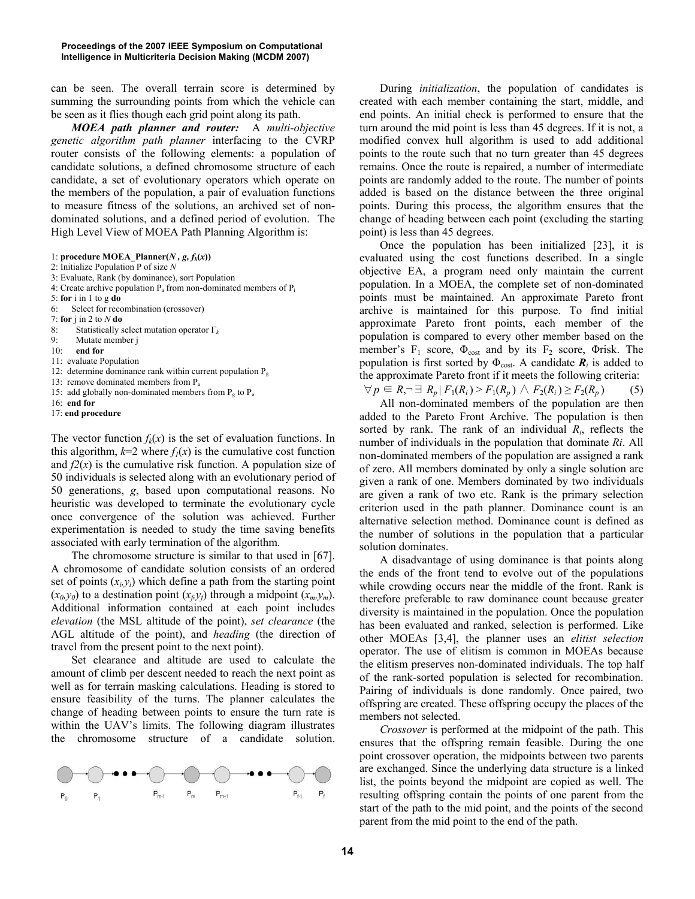can be seen. The overall terrain score is determined by summing the surrounding points from which the vehicle can be seen as it flies though each grid point along its path.

***MOEA path planner and router:*** A *multi-objective genetic algorithm path planner* interfacing to the CVRP router consists of the following elements: a population of candidate solutions, a defined chromosome structure of each candidate, a set of evolutionary operators which operate on the members of the population, a pair of evaluation functions to measure fitness of the solutions, an archived set of non-dominated solutions, and a defined period of evolution. The High Level View of MOEA Path Planning Algorithm is:

```
1: procedure MOEA_Planner(N , g, f_k(x))
2: Initialize Population P of size N
3: Evaluate, Rank (by dominance), sort Population
4: Create archive population P_a from non-dominated members of P_i
5: for i in 1 to g do
6:     Select for recombination (crossover)
7: for j in 2 to N do
8:       Statistically select mutation operator Γ_k
9:       Mutate member j
10:      end for
11:  evaluate Population
12:  determine dominance rank within current population P_g
13:  remove dominated members from P_a
15:  add globally non-dominated members from P_g to P_a
16:  end for
17: end procedure
```

The vector function $f_k(x)$ is the set of evaluation functions. In this algorithm, $k$=2 where $f_1(x)$ is the cumulative cost function and $f2(x)$ is the cumulative risk function. A population size of 50 individuals is selected along with an evolutionary period of 50 generations, $g$, based upon computational reasons. No heuristic was developed to terminate the evolutionary cycle once convergence of the solution was achieved. Further experimentation is needed to study the time saving benefits associated with early termination of the algorithm.

The chromosome structure is similar to that used in [67]. A chromosome of candidate solution consists of an ordered set of points ($x_i$,$y_i$) which define a path from the starting point ($x_0$,$y_0$) to a destination point ($x_f$,$y_f$) through a midpoint ($x_m$,$y_m$). Additional information contained at each point includes *elevation* (the MSL altitude of the point), *set clearance* (the AGL altitude of the point), and *heading* (the direction of travel from the present point to the next point).

Set clearance and altitude are used to calculate the amount of climb per descent needed to reach the next point as well as for terrain masking calculations. Heading is stored to ensure feasibility of the turns. The planner calculates the change of heading between points to ensure the turn rate is within the UAV's limits. The following diagram illustrates the chromosome structure of a candidate solution.

$P_0$ — $P_1$ — • • • — $P_{m-1}$ — $P_m$ — $P_{m+1}$ — • • • — $P_{f-1}$ — $P_f$

During *initialization*, the population of candidates is created with each member containing the start, middle, and end points. An initial check is performed to ensure that the turn around the mid point is less than 45 degrees. If it is not, a modified convex hull algorithm is used to add additional points to the route such that no turn greater than 45 degrees remains. Once the route is repaired, a number of intermediate points are randomly added to the route. The number of points added is based on the distance between the three original points. During this process, the algorithm ensures that the change of heading between each point (excluding the starting point) is less than 45 degrees.

Once the population has been initialized [23], it is evaluated using the cost functions described. In a single objective EA, a program need only maintain the current population. In a MOEA, the complete set of non-dominated points must be maintained. An approximate Pareto front archive is maintained for this purpose. To find initial approximate Pareto front points, each member of the population is compared to every other member based on the member's $F_1$ score, $\Phi_{cost}$ and by its $F_2$ score, $\Phi$risk. The population is first sorted by $\Phi_{cost}$. A candidate $\boldsymbol{R_i}$ is added to the approximate Pareto front if it meets the following criteria:

$$\forall p \in R, \neg \exists\ R_p \mid F_1(R_i) > F_1(R_p) \wedge F_2(R_i) \geq F_2(R_p) \qquad (5)$$

All non-dominated members of the population are then added to the Pareto Front Archive. The population is then sorted by rank. The rank of an individual $R_i$, reflects the number of individuals in the population that dominate $Ri$. All non-dominated members of the population are assigned a rank of zero. All members dominated by only a single solution are given a rank of one. Members dominated by two individuals are given a rank of two etc. Rank is the primary selection criterion used in the path planner. Dominance count is an alternative selection method. Dominance count is defined as the number of solutions in the population that a particular solution dominates.

A disadvantage of using dominance is that points along the ends of the front tend to evolve out of the populations while crowding occurs near the middle of the front. Rank is therefore preferable to raw dominance count because greater diversity is maintained in the population. Once the population has been evaluated and ranked, selection is performed. Like other MOEAs [3,4], the planner uses an *elitist selection* operator. The use of elitism is common in MOEAs because the elitism preserves non-dominated individuals. The top half of the rank-sorted population is selected for recombination. Pairing of individuals is done randomly. Once paired, two offspring are created. These offspring occupy the places of the members not selected.

*Crossover* is performed at the midpoint of the path. This ensures that the offspring remain feasible. During the one point crossover operation, the midpoints between two parents are exchanged. Since the underlying data structure is a linked list, the points beyond the midpoint are copied as well. The resulting offspring contain the points of one parent from the start of the path to the mid point, and the points of the second parent from the mid point to the end of the path.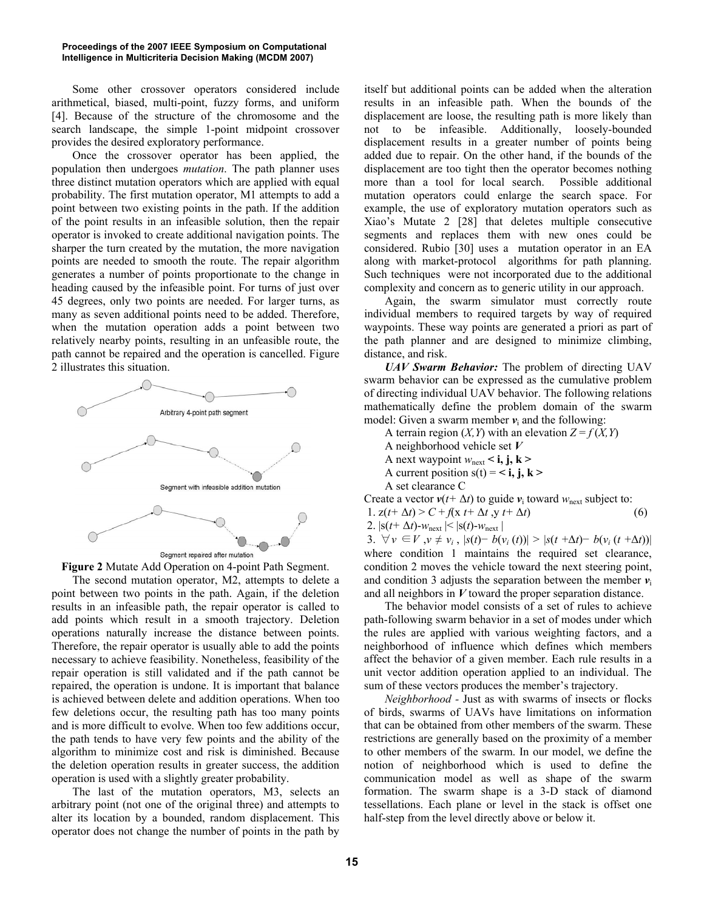Some other crossover operators considered include arithmetical, biased, multi-point, fuzzy forms, and uniform [4]. Because of the structure of the chromosome and the search landscape, the simple 1-point midpoint crossover provides the desired exploratory performance.

Once the crossover operator has been applied, the population then undergoes *mutation*. The path planner uses three distinct mutation operators which are applied with equal probability. The first mutation operator, M1 attempts to add a point between two existing points in the path. If the addition of the point results in an infeasible solution, then the repair operator is invoked to create additional navigation points. The sharper the turn created by the mutation, the more navigation points are needed to smooth the route. The repair algorithm generates a number of points proportionate to the change in heading caused by the infeasible point. For turns of just over 45 degrees, only two points are needed. For larger turns, as many as seven additional points need to be added. Therefore, when the mutation operation adds a point between two relatively nearby points, resulting in an unfeasible route, the path cannot be repaired and the operation is cancelled. Figure 2 illustrates this situation.

Arbitrary 4-point path segment

Segment with infeasible addition mutation

Segment repaired after mutation

**Figure 2** Mutate Add Operation on 4-point Path Segment.

The second mutation operator, M2, attempts to delete a point between two points in the path. Again, if the deletion results in an infeasible path, the repair operator is called to add points which result in a smooth trajectory. Deletion operations naturally increase the distance between points. Therefore, the repair operator is usually able to add the points necessary to achieve feasibility. Nonetheless, feasibility of the repair operation is still validated and if the path cannot be repaired, the operation is undone. It is important that balance is achieved between delete and addition operations. When too few deletions occur, the resulting path has too many points and is more difficult to evolve. When too few additions occur, the path tends to have very few points and the ability of the algorithm to minimize cost and risk is diminished. Because the deletion operation results in greater success, the addition operation is used with a slightly greater probability.

The last of the mutation operators, M3, selects an arbitrary point (not one of the original three) and attempts to alter its location by a bounded, random displacement. This operator does not change the number of points in the path by itself but additional points can be added when the alteration results in an infeasible path. When the bounds of the displacement are loose, the resulting path is more likely than not to be infeasible. Additionally, loosely-bounded displacement results in a greater number of points being added due to repair. On the other hand, if the bounds of the displacement are too tight then the operator becomes nothing more than a tool for local search. Possible additional mutation operators could enlarge the search space. For example, the use of exploratory mutation operators such as Xiao's Mutate 2 [28] that deletes multiple consecutive segments and replaces them with new ones could be considered. Rubio [30] uses a mutation operator in an EA along with market-protocol algorithms for path planning. Such techniques were not incorporated due to the additional complexity and concern as to generic utility in our approach.

Again, the swarm simulator must correctly route individual members to required targets by way of required waypoints. These way points are generated a priori as part of the path planner and are designed to minimize climbing, distance, and risk.

***UAV Swarm Behavior:*** The problem of directing UAV swarm behavior can be expressed as the cumulative problem of directing individual UAV behavior. The following relations mathematically define the problem domain of the swarm model: Given a swarm member $\boldsymbol{v}_i$ and the following:

A terrain region $(X,Y)$ with an elevation $Z = f(X,Y)$

A neighborhood vehicle set $\boldsymbol{V}$

A next waypoint $w_{next}$ $<\mathbf{i}, \mathbf{j}, \mathbf{k}>$

A current position $s(t) = <\mathbf{i}, \mathbf{j}, \mathbf{k}>$

A set clearance C

Create a vector $\boldsymbol{v}(t+\Delta t)$ to guide $\boldsymbol{v}_i$ toward $w_{next}$ subject to:

$$1.\ z(t+\Delta t) > C + f(x\ t+\Delta t, y\ t+\Delta t) \tag{6}$$

$$2.\ |s(t+\Delta t) - w_{next}| < |s(t) - w_{next}|$$

$$3.\ \forall v \in V, v \neq v_i,\ |s(t) - b(v_i(t))| > |s(t+\Delta t) - b(v_i(t+\Delta t))|$$

where condition 1 maintains the required set clearance, condition 2 moves the vehicle toward the next steering point, and condition 3 adjusts the separation between the member $\boldsymbol{v}_i$ and all neighbors in $\boldsymbol{V}$ toward the proper separation distance.

The behavior model consists of a set of rules to achieve path-following swarm behavior in a set of modes under which the rules are applied with various weighting factors, and a neighborhood of influence which defines which members affect the behavior of a given member. Each rule results in a unit vector addition operation applied to an individual. The sum of these vectors produces the member's trajectory.

*Neighborhood* - Just as with swarms of insects or flocks of birds, swarms of UAVs have limitations on information that can be obtained from other members of the swarm. These restrictions are generally based on the proximity of a member to other members of the swarm. In our model, we define the notion of neighborhood which is used to define the communication model as well as shape of the swarm formation. The swarm shape is a 3-D stack of diamond tessellations. Each plane or level in the stack is offset one half-step from the level directly above or below it.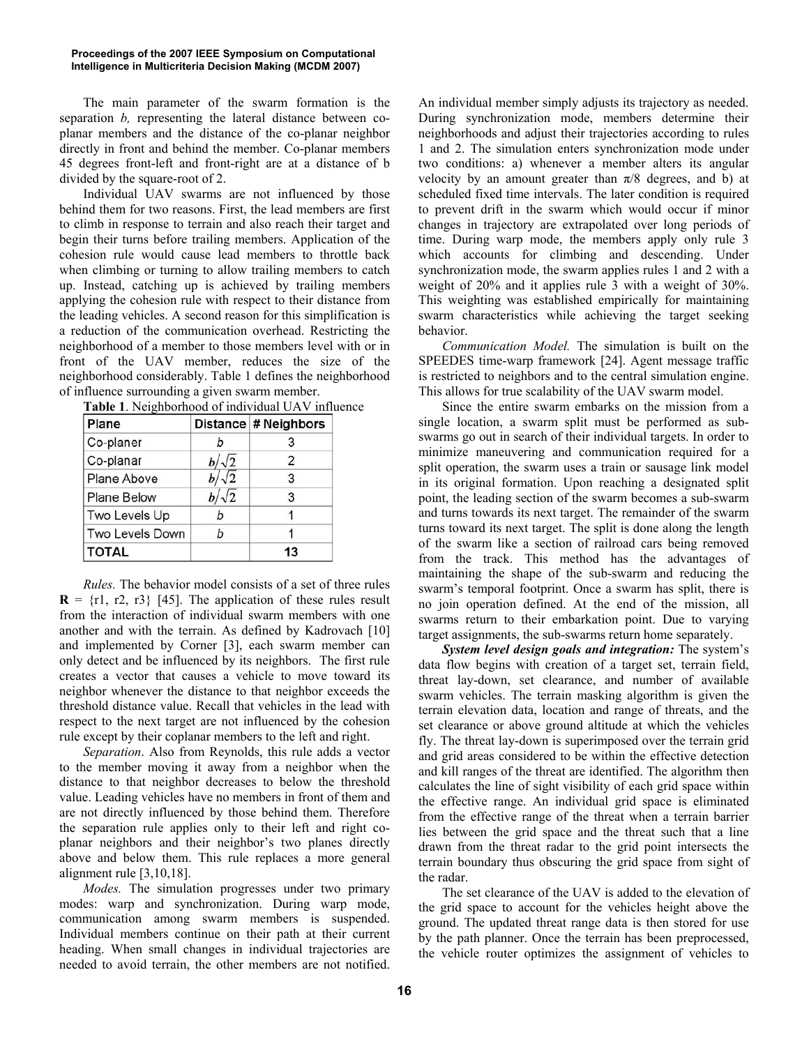The main parameter of the swarm formation is the separation *b,* representing the lateral distance between co-planar members and the distance of the co-planar neighbor directly in front and behind the member. Co-planar members 45 degrees front-left and front-right are at a distance of b divided by the square-root of 2.

Individual UAV swarms are not influenced by those behind them for two reasons. First, the lead members are first to climb in response to terrain and also reach their target and begin their turns before trailing members. Application of the cohesion rule would cause lead members to throttle back when climbing or turning to allow trailing members to catch up. Instead, catching up is achieved by trailing members applying the cohesion rule with respect to their distance from the leading vehicles. A second reason for this simplification is a reduction of the communication overhead. Restricting the neighborhood of a member to those members level with or in front of the UAV member, reduces the size of the neighborhood considerably. Table 1 defines the neighborhood of influence surrounding a given swarm member.

**Table 1**. Neighborhood of individual UAV influence

| Plane | Distance | # Neighbors |
|---|---|---|
| Co-planer | $b$ | 3 |
| Co-planar | $b/\sqrt{2}$ | 2 |
| Plane Above | $b/\sqrt{2}$ | 3 |
| Plane Below | $b/\sqrt{2}$ | 3 |
| Two Levels Up | $b$ | 1 |
| Two Levels Down | $b$ | 1 |
| **TOTAL** | | **13** |

*Rules.* The behavior model consists of a set of three rules **R** = {r1, r2, r3} [45]. The application of these rules result from the interaction of individual swarm members with one another and with the terrain. As defined by Kadrovach [10] and implemented by Corner [3], each swarm member can only detect and be influenced by its neighbors. The first rule creates a vector that causes a vehicle to move toward its neighbor whenever the distance to that neighbor exceeds the threshold distance value. Recall that vehicles in the lead with respect to the next target are not influenced by the cohesion rule except by their coplanar members to the left and right.

*Separation*. Also from Reynolds, this rule adds a vector to the member moving it away from a neighbor when the distance to that neighbor decreases to below the threshold value. Leading vehicles have no members in front of them and are not directly influenced by those behind them. Therefore the separation rule applies only to their left and right co-planar neighbors and their neighbor's two planes directly above and below them. This rule replaces a more general alignment rule [3,10,18].

*Modes.* The simulation progresses under two primary modes: warp and synchronization. During warp mode, communication among swarm members is suspended. Individual members continue on their path at their current heading. When small changes in individual trajectories are needed to avoid terrain, the other members are not notified. An individual member simply adjusts its trajectory as needed. During synchronization mode, members determine their neighborhoods and adjust their trajectories according to rules 1 and 2. The simulation enters synchronization mode under two conditions: a) whenever a member alters its angular velocity by an amount greater than $\pi/8$ degrees, and b) at scheduled fixed time intervals. The later condition is required to prevent drift in the swarm which would occur if minor changes in trajectory are extrapolated over long periods of time. During warp mode, the members apply only rule 3 which accounts for climbing and descending. Under synchronization mode, the swarm applies rules 1 and 2 with a weight of 20% and it applies rule 3 with a weight of 30%. This weighting was established empirically for maintaining swarm characteristics while achieving the target seeking behavior.

*Communication Model.* The simulation is built on the SPEEDES time-warp framework [24]. Agent message traffic is restricted to neighbors and to the central simulation engine. This allows for true scalability of the UAV swarm model.

Since the entire swarm embarks on the mission from a single location, a swarm split must be performed as sub-swarms go out in search of their individual targets. In order to minimize maneuvering and communication required for a split operation, the swarm uses a train or sausage link model in its original formation. Upon reaching a designated split point, the leading section of the swarm becomes a sub-swarm and turns towards its next target. The remainder of the swarm turns toward its next target. The split is done along the length of the swarm like a section of railroad cars being removed from the track. This method has the advantages of maintaining the shape of the sub-swarm and reducing the swarm's temporal footprint. Once a swarm has split, there is no join operation defined. At the end of the mission, all swarms return to their embarkation point. Due to varying target assignments, the sub-swarms return home separately.

***System level design goals and integration:*** The system's data flow begins with creation of a target set, terrain field, threat lay-down, set clearance, and number of available swarm vehicles. The terrain masking algorithm is given the terrain elevation data, location and range of threats, and the set clearance or above ground altitude at which the vehicles fly. The threat lay-down is superimposed over the terrain grid and grid areas considered to be within the effective detection and kill ranges of the threat are identified. The algorithm then calculates the line of sight visibility of each grid space within the effective range. An individual grid space is eliminated from the effective range of the threat when a terrain barrier lies between the grid space and the threat such that a line drawn from the threat radar to the grid point intersects the terrain boundary thus obscuring the grid space from sight of the radar.

The set clearance of the UAV is added to the elevation of the grid space to account for the vehicles height above the ground. The updated threat range data is then stored for use by the path planner. Once the terrain has been preprocessed, the vehicle router optimizes the assignment of vehicles to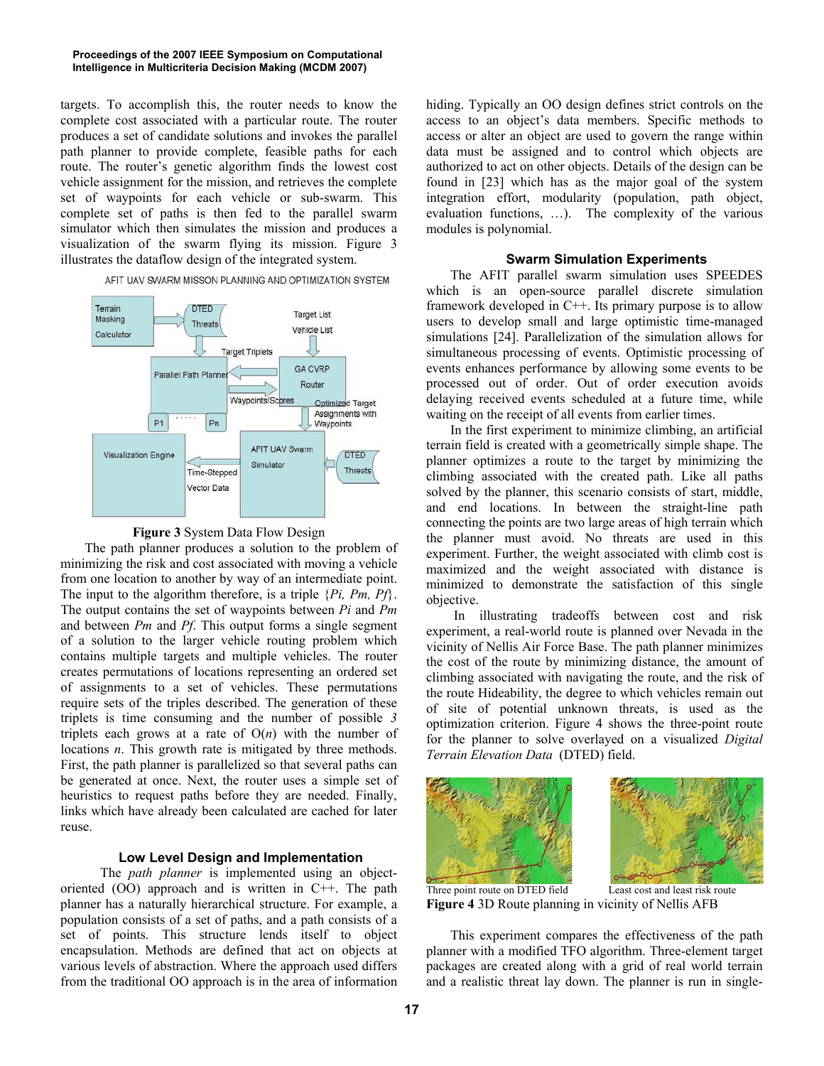targets. To accomplish this, the router needs to know the complete cost associated with a particular route. The router produces a set of candidate solutions and invokes the parallel path planner to provide complete, feasible paths for each route. The router's genetic algorithm finds the lowest cost vehicle assignment for the mission, and retrieves the complete set of waypoints for each vehicle or sub-swarm. This complete set of paths is then fed to the parallel swarm simulator which then simulates the mission and produces a visualization of the swarm flying its mission. Figure 3 illustrates the dataflow design of the integrated system.

**Figure 3** System Data Flow Design

The path planner produces a solution to the problem of minimizing the risk and cost associated with moving a vehicle from one location to another by way of an intermediate point. The input to the algorithm therefore, is a triple $\{Pi, Pm, Pf\}$. The output contains the set of waypoints between $Pi$ and $Pm$ and between $Pm$ and $Pf$. This output forms a single segment of a solution to the larger vehicle routing problem which contains multiple targets and multiple vehicles. The router creates permutations of locations representing an ordered set of assignments to a set of vehicles. These permutations require sets of the triples described. The generation of these triplets is time consuming and the number of possible *3* triplets each grows at a rate of $O(n)$ with the number of locations $n$. This growth rate is mitigated by three methods. First, the path planner is parallelized so that several paths can be generated at once. Next, the router uses a simple set of heuristics to request paths before they are needed. Finally, links which have already been calculated are cached for later reuse.

### Low Level Design and Implementation

The *path planner* is implemented using an object-oriented (OO) approach and is written in C++. The path planner has a naturally hierarchical structure. For example, a population consists of a set of paths, and a path consists of a set of points. This structure lends itself to object encapsulation. Methods are defined that act on objects at various levels of abstraction. Where the approach used differs from the traditional OO approach is in the area of information hiding. Typically an OO design defines strict controls on the access to an object's data members. Specific methods to access or alter an object are used to govern the range within data must be assigned and to control which objects are authorized to act on other objects. Details of the design can be found in [23] which has as the major goal of the system integration effort, modularity (population, path object, evaluation functions, …). The complexity of the various modules is polynomial.

### Swarm Simulation Experiments

The AFIT parallel swarm simulation uses SPEEDES which is an open-source parallel discrete simulation framework developed in C++. Its primary purpose is to allow users to develop small and large optimistic time-managed simulations [24]. Parallelization of the simulation allows for simultaneous processing of events. Optimistic processing of events enhances performance by allowing some events to be processed out of order. Out of order execution avoids delaying received events scheduled at a future time, while waiting on the receipt of all events from earlier times.

In the first experiment to minimize climbing, an artificial terrain field is created with a geometrically simple shape. The planner optimizes a route to the target by minimizing the climbing associated with the created path. Like all paths solved by the planner, this scenario consists of start, middle, and end locations. In between the straight-line path connecting the points are two large areas of high terrain which the planner must avoid. No threats are used in this experiment. Further, the weight associated with climb cost is maximized and the weight associated with distance is minimized to demonstrate the satisfaction of this single objective.

In illustrating tradeoffs between cost and risk experiment, a real-world route is planned over Nevada in the vicinity of Nellis Air Force Base. The path planner minimizes the cost of the route by minimizing distance, the amount of climbing associated with navigating the route, and the risk of the route Hideability, the degree to which vehicles remain out of site of potential unknown threats, is used as the optimization criterion. Figure 4 shows the three-point route for the planner to solve overlayed on a visualized *Digital Terrain Elevation Data* (DTED) field.

Three point route on DTED field — Least cost and least risk route

**Figure 4** 3D Route planning in vicinity of Nellis AFB

This experiment compares the effectiveness of the path planner with a modified TFO algorithm. Three-element target packages are created along with a grid of real world terrain and a realistic threat lay down. The planner is run in single-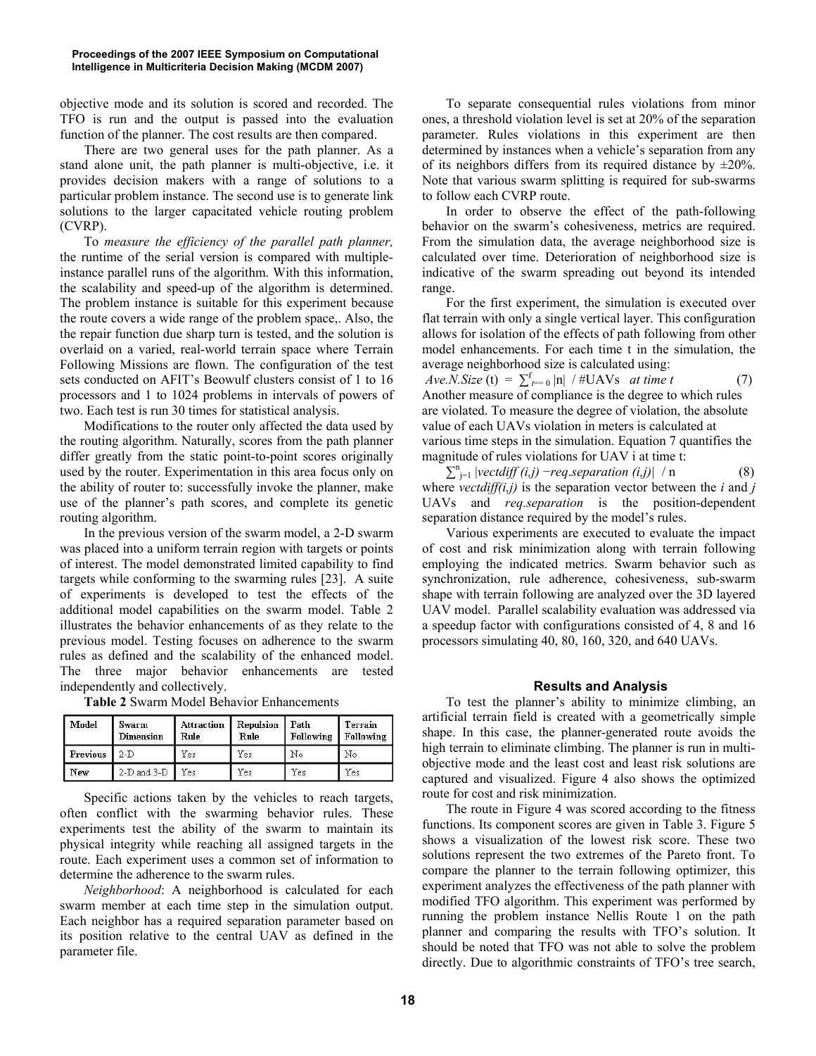objective mode and its solution is scored and recorded. The TFO is run and the output is passed into the evaluation function of the planner. The cost results are then compared.

There are two general uses for the path planner. As a stand alone unit, the path planner is multi-objective, i.e. it provides decision makers with a range of solutions to a particular problem instance. The second use is to generate link solutions to the larger capacitated vehicle routing problem (CVRP).

To *measure the efficiency of the parallel path planner,* the runtime of the serial version is compared with multiple-instance parallel runs of the algorithm. With this information, the scalability and speed-up of the algorithm is determined. The problem instance is suitable for this experiment because the route covers a wide range of the problem space,. Also, the the repair function due sharp turn is tested, and the solution is overlaid on a varied, real-world terrain space where Terrain Following Missions are flown. The configuration of the test sets conducted on AFIT's Beowulf clusters consist of 1 to 16 processors and 1 to 1024 problems in intervals of powers of two. Each test is run 30 times for statistical analysis.

Modifications to the router only affected the data used by the routing algorithm. Naturally, scores from the path planner differ greatly from the static point-to-point scores originally used by the router. Experimentation in this area focus only on the ability of router to: successfully invoke the planner, make use of the planner's path scores, and complete its genetic routing algorithm.

In the previous version of the swarm model, a 2-D swarm was placed into a uniform terrain region with targets or points of interest. The model demonstrated limited capability to find targets while conforming to the swarming rules [23]. A suite of experiments is developed to test the effects of the additional model capabilities on the swarm model. Table 2 illustrates the behavior enhancements of as they relate to the previous model. Testing focuses on adherence to the swarm rules as defined and the scalability of the enhanced model. The three major behavior enhancements are tested independently and collectively.

**Table 2** Swarm Model Behavior Enhancements

| Model | Swarm Dimension | Attraction Rule | Repulsion Rule | Path Following | Terrain Following |
|---|---|---|---|---|---|
| Previous | 2-D | Yes | Yes | No | No |
| New | 2-D and 3-D | Yes | Yes | Yes | Yes |

Specific actions taken by the vehicles to reach targets, often conflict with the swarming behavior rules. These experiments test the ability of the swarm to maintain its physical integrity while reaching all assigned targets in the route. Each experiment uses a common set of information to determine the adherence to the swarm rules.

*Neighborhood*: A neighborhood is calculated for each swarm member at each time step in the simulation output. Each neighbor has a required separation parameter based on its position relative to the central UAV as defined in the parameter file.

To separate consequential rules violations from minor ones, a threshold violation level is set at 20% of the separation parameter. Rules violations in this experiment are then determined by instances when a vehicle's separation from any of its neighbors differs from its required distance by ±20%. Note that various swarm splitting is required for sub-swarms to follow each CVRP route.

In order to observe the effect of the path-following behavior on the swarm's cohesiveness, metrics are required. From the simulation data, the average neighborhood size is calculated over time. Deterioration of neighborhood size is indicative of the swarm spreading out beyond its intended range.

For the first experiment, the simulation is executed over flat terrain with only a single vertical layer. This configuration allows for isolation of the effects of path following from other model enhancements. For each time t in the simulation, the average neighborhood size is calculated using:

$$Ave.N.Size\,(t) = \sum_{t=0}^{t} |n| \;/\; \#UAVs \quad at\ time\ t \tag{7}$$

Another measure of compliance is the degree to which rules are violated. To measure the degree of violation, the absolute value of each UAVs violation in meters is calculated at various time steps in the simulation. Equation 7 quantifies the magnitude of rules violations for UAV i at time t:

$$\sum_{j=1}^{n} |vectdiff\,(i,j) - req.separation\,(i,j)| \;/\; n \tag{8}$$

where *vectdiff(i,j)* is the separation vector between the *i* and *j* UAVs and *req.separation* is the position-dependent separation distance required by the model's rules.

Various experiments are executed to evaluate the impact of cost and risk minimization along with terrain following employing the indicated metrics. Swarm behavior such as synchronization, rule adherence, cohesiveness, sub-swarm shape with terrain following are analyzed over the 3D layered UAV model. Parallel scalability evaluation was addressed via a speedup factor with configurations consisted of 4, 8 and 16 processors simulating 40, 80, 160, 320, and 640 UAVs.

## Results and Analysis

To test the planner's ability to minimize climbing, an artificial terrain field is created with a geometrically simple shape. In this case, the planner-generated route avoids the high terrain to eliminate climbing. The planner is run in multi-objective mode and the least cost and least risk solutions are captured and visualized. Figure 4 also shows the optimized route for cost and risk minimization.

The route in Figure 4 was scored according to the fitness functions. Its component scores are given in Table 3. Figure 5 shows a visualization of the lowest risk score. These two solutions represent the two extremes of the Pareto front. To compare the planner to the terrain following optimizer, this experiment analyzes the effectiveness of the path planner with modified TFO algorithm. This experiment was performed by running the problem instance Nellis Route 1 on the path planner and comparing the results with TFO's solution. It should be noted that TFO was not able to solve the problem directly. Due to algorithmic constraints of TFO's tree search,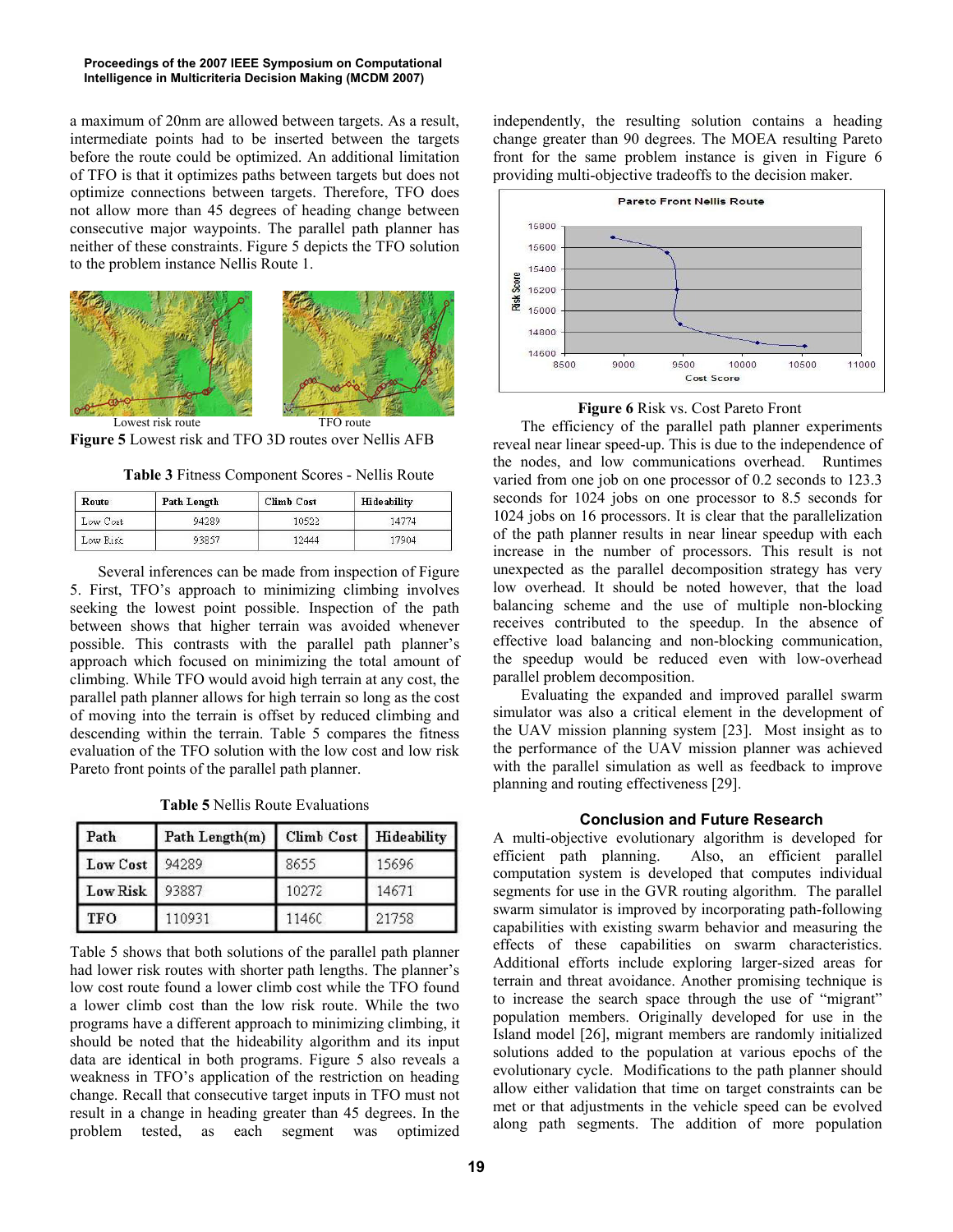a maximum of 20nm are allowed between targets. As a result, intermediate points had to be inserted between the targets before the route could be optimized. An additional limitation of TFO is that it optimizes paths between targets but does not optimize connections between targets. Therefore, TFO does not allow more than 45 degrees of heading change between consecutive major waypoints. The parallel path planner has neither of these constraints. Figure 5 depicts the TFO solution to the problem instance Nellis Route 1.

Lowest risk route TFO route

**Figure 5** Lowest risk and TFO 3D routes over Nellis AFB

**Table 3** Fitness Component Scores - Nellis Route

| Route | Path Length | Climb Cost | Hideability |
|---|---|---|---|
| Low Cost | 94289 | 10523 | 14774 |
| Low Risk | 93857 | 12444 | 17904 |

Several inferences can be made from inspection of Figure 5. First, TFO's approach to minimizing climbing involves seeking the lowest point possible. Inspection of the path between targets shows that higher terrain was avoided whenever possible. This contrasts with the parallel path planner's approach which focused on minimizing the total amount of climbing. While TFO would avoid high terrain at any cost, the parallel path planner allows for high terrain so long as the cost of moving into the terrain is offset by reduced climbing and descending within the terrain. Table 5 compares the fitness evaluation of the TFO solution with the low cost and low risk Pareto front points of the parallel path planner.

**Table 5** Nellis Route Evaluations

| Path | Path Length(m) | Climb Cost | Hideability |
|---|---|---|---|
| Low Cost | 94289 | 8655 | 15696 |
| Low Risk | 93887 | 10272 | 14671 |
| TFO | 110931 | 11460 | 21758 |

Table 5 shows that both solutions of the parallel path planner had lower risk routes with shorter path lengths. The planner's low cost route found a lower climb cost while the TFO found a lower climb cost than the low risk route. While the two programs have a different approach to minimizing climbing, it should be noted that the hideability algorithm and its input data are identical in both programs. Figure 5 also reveals a weakness in TFO's application of the restriction on heading change. Recall that consecutive target inputs in TFO must not result in a change in heading greater than 45 degrees. In the problem tested, as each segment was optimized independently, the resulting solution contains a heading change greater than 90 degrees. The MOEA resulting Pareto front for the same problem instance is given in Figure 6 providing multi-objective tradeoffs to the decision maker.

**Figure 6** Risk vs. Cost Pareto Front

The efficiency of the parallel path planner experiments reveal near linear speed-up. This is due to the independence of the nodes, and low communications overhead. Runtimes varied from one job on one processor of 0.2 seconds to 123.3 seconds for 1024 jobs on one processor to 8.5 seconds for 1024 jobs on 16 processors. It is clear that the parallelization of the path planner results in near linear speedup with each increase in the number of processors. This result is not unexpected as the parallel decomposition strategy has very low overhead. It should be noted however, that the load balancing scheme and the use of multiple non-blocking receives contributed to the speedup. In the absence of effective load balancing and non-blocking communication, the speedup would be reduced even with low-overhead parallel problem decomposition.

Evaluating the expanded and improved parallel swarm simulator was also a critical element in the development of the UAV mission planning system [23]. Most insight as to the performance of the UAV mission planner was achieved with the parallel simulation as well as feedback to improve planning and routing effectiveness [29].

## Conclusion and Future Research

A multi-objective evolutionary algorithm is developed for efficient path planning. Also, an efficient parallel computation system is developed that computes individual segments for use in the GVR routing algorithm. The parallel swarm simulator is improved by incorporating path-following capabilities with existing swarm behavior and measuring the effects of these capabilities on swarm characteristics. Additional efforts include exploring larger-sized areas for terrain and threat avoidance. Another promising technique is to increase the search space through the use of "migrant" population members. Originally developed for use in the Island model [26], migrant members are randomly initialized solutions added to the population at various epochs of the evolutionary cycle. Modifications to the path planner should allow either validation that time on target constraints can be met or that adjustments in the vehicle speed can be evolved along path segments. The addition of more population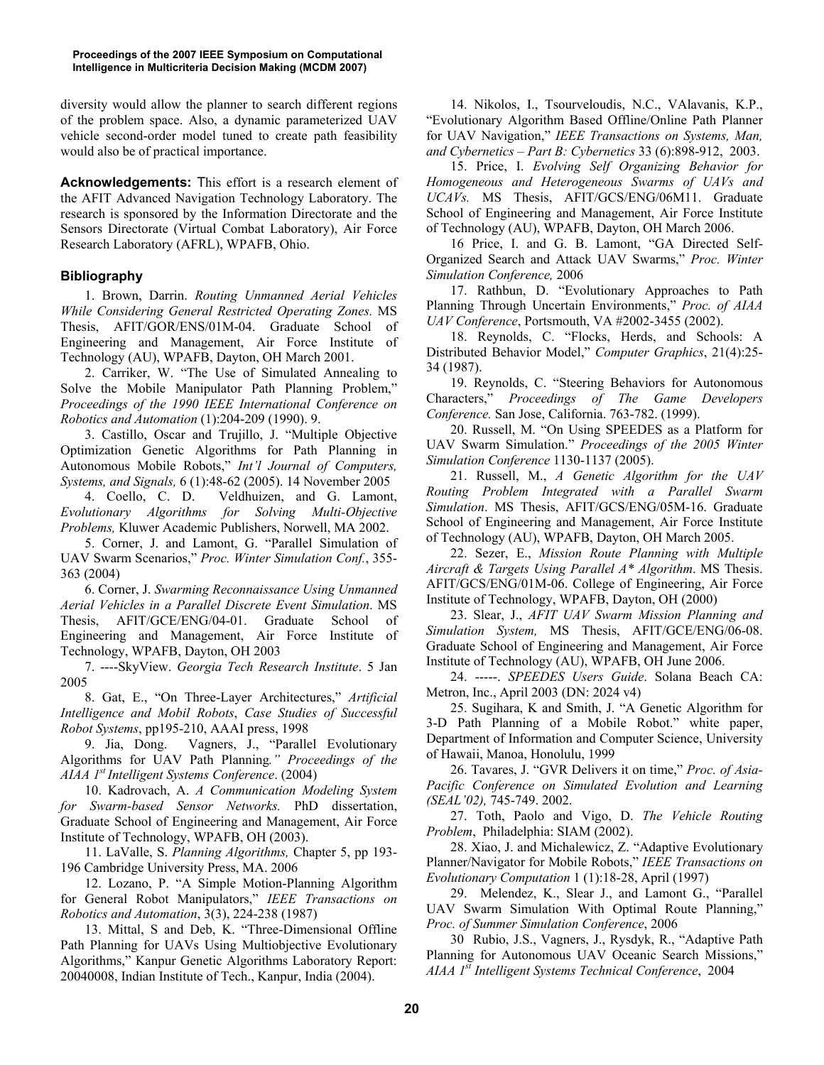diversity would allow the planner to search different regions of the problem space. Also, a dynamic parameterized UAV vehicle second-order model tuned to create path feasibility would also be of practical importance.

**Acknowledgements:** This effort is a research element of the AFIT Advanced Navigation Technology Laboratory. The research is sponsored by the Information Directorate and the Sensors Directorate (Virtual Combat Laboratory), Air Force Research Laboratory (AFRL), WPAFB, Ohio.

### Bibliography

1. Brown, Darrin. *Routing Unmanned Aerial Vehicles While Considering General Restricted Operating Zones.* MS Thesis, AFIT/GOR/ENS/01M-04. Graduate School of Engineering and Management, Air Force Institute of Technology (AU), WPAFB, Dayton, OH March 2001.

2. Carriker, W. "The Use of Simulated Annealing to Solve the Mobile Manipulator Path Planning Problem," *Proceedings of the 1990 IEEE International Conference on Robotics and Automation* (1):204-209 (1990). 9.

3. Castillo, Oscar and Trujillo, J. "Multiple Objective Optimization Genetic Algorithms for Path Planning in Autonomous Mobile Robots," *Int'l Journal of Computers, Systems, and Signals,* 6 (1):48-62 (2005). 14 November 2005

4. Coello, C. D. Veldhuizen, and G. Lamont, *Evolutionary Algorithms for Solving Multi-Objective Problems,* Kluwer Academic Publishers, Norwell, MA 2002.

5. Corner, J. and Lamont, G. "Parallel Simulation of UAV Swarm Scenarios," *Proc. Winter Simulation Conf.*, 355-363 (2004)

6. Corner, J. *Swarming Reconnaissance Using Unmanned Aerial Vehicles in a Parallel Discrete Event Simulation*. MS Thesis, AFIT/GCE/ENG/04-01. Graduate School of Engineering and Management, Air Force Institute of Technology, WPAFB, Dayton, OH 2003

7. ----SkyView. *Georgia Tech Research Institute*. 5 Jan 2005

8. Gat, E., "On Three-Layer Architectures," *Artificial Intelligence and Mobil Robots*, *Case Studies of Successful Robot Systems*, pp195-210, AAAI press, 1998

9. Jia, Dong. Vagners, J., "Parallel Evolutionary Algorithms for UAV Path Planning*." Proceedings of the AIAA 1st Intelligent Systems Conference*. (2004)

10. Kadrovach, A. *A Communication Modeling System for Swarm-based Sensor Networks.* PhD dissertation, Graduate School of Engineering and Management, Air Force Institute of Technology, WPAFB, OH (2003).

11. LaValle, S. *Planning Algorithms,* Chapter 5, pp 193-196 Cambridge University Press, MA. 2006

12. Lozano, P. "A Simple Motion-Planning Algorithm for General Robot Manipulators," *IEEE Transactions on Robotics and Automation*, 3(3), 224-238 (1987)

13. Mittal, S and Deb, K. "Three-Dimensional Offline Path Planning for UAVs Using Multiobjective Evolutionary Algorithms," Kanpur Genetic Algorithms Laboratory Report: 20040008, Indian Institute of Tech., Kanpur, India (2004).

14. Nikolos, I., Tsourveloudis, N.C., VAlavanis, K.P., "Evolutionary Algorithm Based Offline/Online Path Planner for UAV Navigation," *IEEE Transactions on Systems, Man, and Cybernetics – Part B: Cybernetics* 33 (6):898-912, 2003.

15. Price, I. *Evolving Self Organizing Behavior for Homogeneous and Heterogeneous Swarms of UAVs and UCAVs.* MS Thesis, AFIT/GCS/ENG/06M11. Graduate School of Engineering and Management, Air Force Institute of Technology (AU), WPAFB, Dayton, OH March 2006.

16 Price, I. and G. B. Lamont, "GA Directed Self-Organized Search and Attack UAV Swarms," *Proc. Winter Simulation Conference,* 2006

17. Rathbun, D. "Evolutionary Approaches to Path Planning Through Uncertain Environments," *Proc. of AIAA UAV Conference*, Portsmouth, VA #2002-3455 (2002).

18. Reynolds, C. "Flocks, Herds, and Schools: A Distributed Behavior Model," *Computer Graphics*, 21(4):25-34 (1987).

19. Reynolds, C. "Steering Behaviors for Autonomous Characters," *Proceedings of The Game Developers Conference.* San Jose, California. 763-782. (1999).

20. Russell, M. "On Using SPEEDES as a Platform for UAV Swarm Simulation." *Proceedings of the 2005 Winter Simulation Conference* 1130-1137 (2005).

21. Russell, M., *A Genetic Algorithm for the UAV Routing Problem Integrated with a Parallel Swarm Simulation*. MS Thesis, AFIT/GCS/ENG/05M-16. Graduate School of Engineering and Management, Air Force Institute of Technology (AU), WPAFB, Dayton, OH March 2005.

22. Sezer, E., *Mission Route Planning with Multiple Aircraft & Targets Using Parallel A\* Algorithm*. MS Thesis. AFIT/GCS/ENG/01M-06. College of Engineering, Air Force Institute of Technology, WPAFB, Dayton, OH (2000)

23. Slear, J., *AFIT UAV Swarm Mission Planning and Simulation System,* MS Thesis, AFIT/GCE/ENG/06-08. Graduate School of Engineering and Management, Air Force Institute of Technology (AU), WPAFB, OH June 2006.

24. -----. *SPEEDES Users Guide*. Solana Beach CA: Metron, Inc., April 2003 (DN: 2024 v4)

25. Sugihara, K and Smith, J. "A Genetic Algorithm for 3-D Path Planning of a Mobile Robot." white paper, Department of Information and Computer Science, University of Hawaii, Manoa, Honolulu, 1999

26. Tavares, J. "GVR Delivers it on time," *Proc. of Asia-Pacific Conference on Simulated Evolution and Learning (SEAL'02),* 745-749. 2002.

27. Toth, Paolo and Vigo, D. *The Vehicle Routing Problem*, Philadelphia: SIAM (2002).

28. Xiao, J. and Michalewicz, Z. "Adaptive Evolutionary Planner/Navigator for Mobile Robots," *IEEE Transactions on Evolutionary Computation* 1 (1):18-28, April (1997)

29. Melendez, K., Slear J., and Lamont G., "Parallel UAV Swarm Simulation With Optimal Route Planning," *Proc. of Summer Simulation Conference*, 2006

30 Rubio, J.S., Vagners, J., Rysdyk, R., "Adaptive Path Planning for Autonomous UAV Oceanic Search Missions," *AIAA 1st Intelligent Systems Technical Conference*, 2004